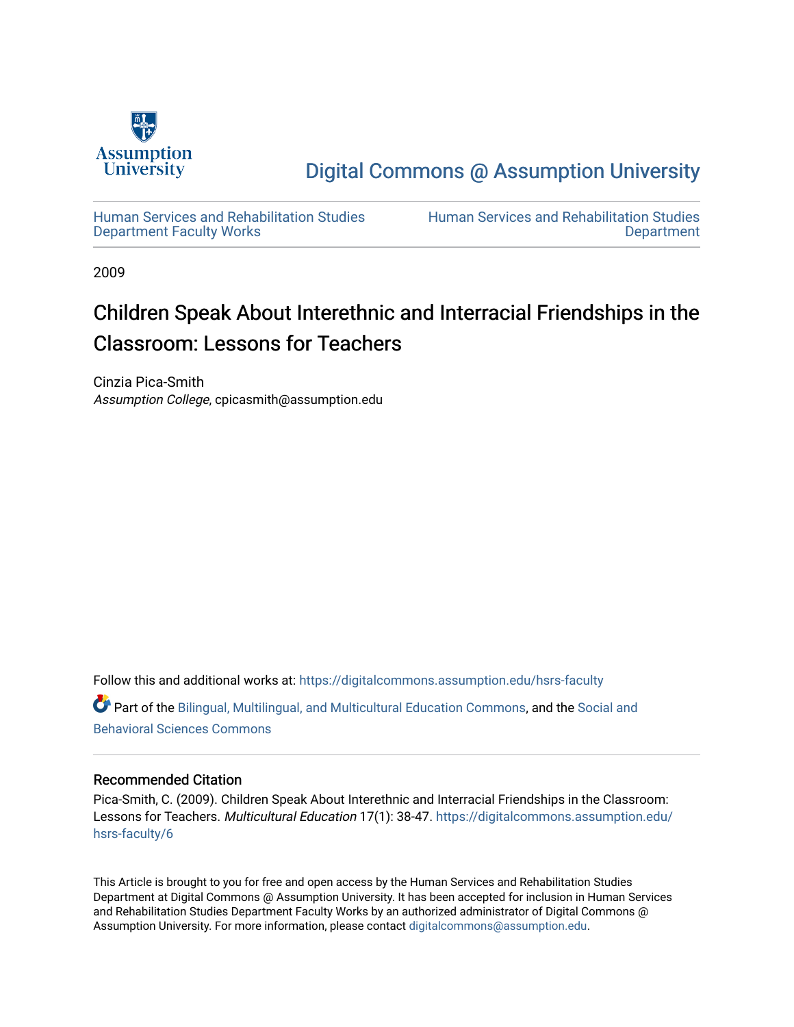Assumption University

Digital Commons @ Assumption University

Human Services and Rehabilitation Studies Department Faculty Works

Human Services and Rehabilitation Studies Department

2009

# Children Speak About Interethnic and Interracial Friendships in the Classroom: Lessons for Teachers

Cinzia Pica-Smith
*Assumption College*, cpicasmith@assumption.edu

Follow this and additional works at: https://digitalcommons.assumption.edu/hsrs-faculty

Part of the Bilingual, Multilingual, and Multicultural Education Commons, and the Social and Behavioral Sciences Commons

## Recommended Citation

Pica-Smith, C. (2009). Children Speak About Interethnic and Interracial Friendships in the Classroom: Lessons for Teachers. *Multicultural Education* 17(1): 38-47. https://digitalcommons.assumption.edu/hsrs-faculty/6

This Article is brought to you for free and open access by the Human Services and Rehabilitation Studies Department at Digital Commons @ Assumption University. It has been accepted for inclusion in Human Services and Rehabilitation Studies Department Faculty Works by an authorized administrator of Digital Commons @ Assumption University. For more information, please contact digitalcommons@assumption.edu.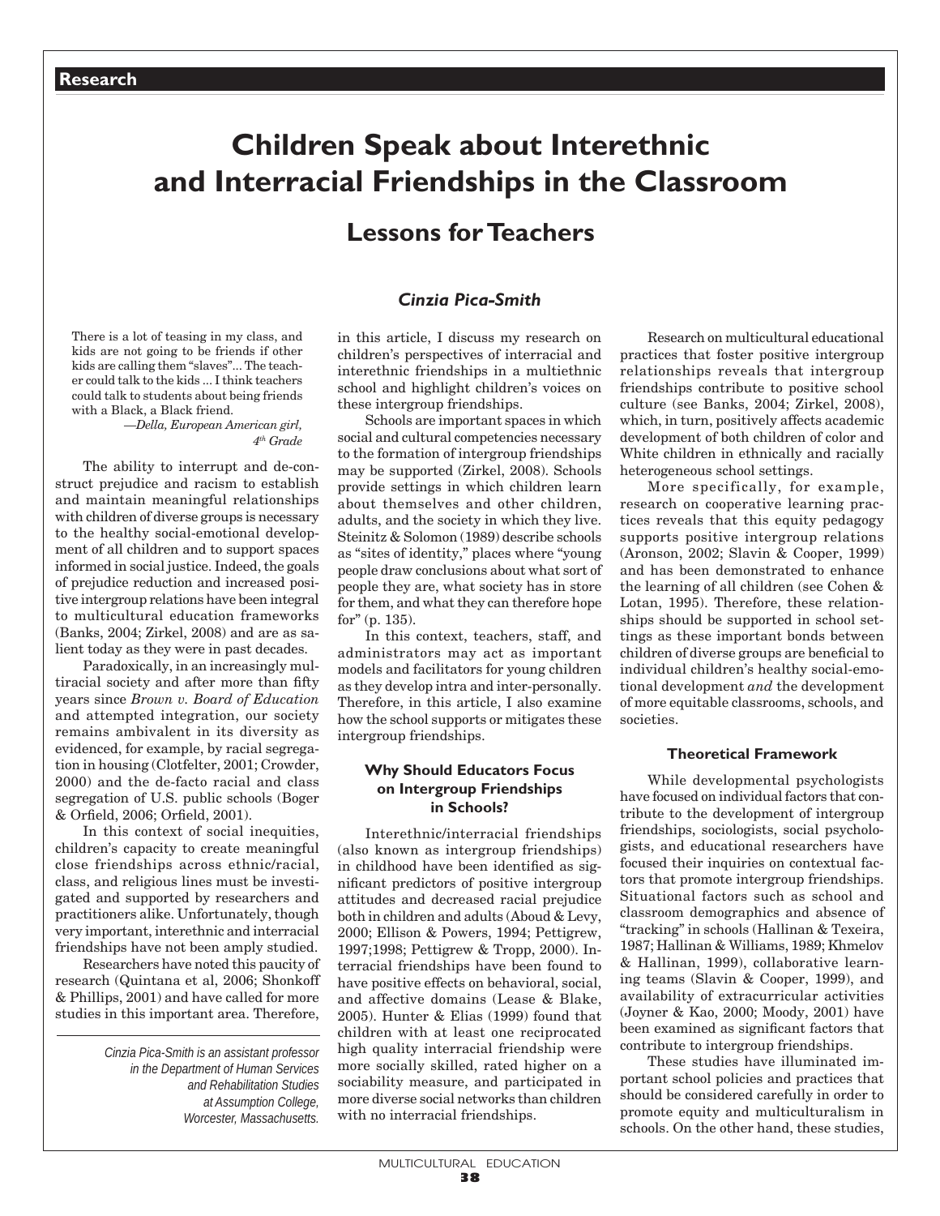# Children Speak about Interethnic and Interracial Friendships in the Classroom

## Lessons for Teachers

### *Cinzia Pica-Smith*

> There is a lot of teasing in my class, and kids are not going to be friends if other kids are calling them "slaves"... The teacher could talk to the kids ... I think teachers could talk to students about being friends with a Black, a Black friend.
>
> *—Della, European American girl, 4th Grade*

The ability to interrupt and de-construct prejudice and racism to establish and maintain meaningful relationships with children of diverse groups is necessary to the healthy social-emotional development of all children and to support spaces informed in social justice. Indeed, the goals of prejudice reduction and increased positive intergroup relations have been integral to multicultural education frameworks (Banks, 2004; Zirkel, 2008) and are as salient today as they were in past decades.

Paradoxically, in an increasingly multiracial society and after more than fifty years since *Brown v. Board of Education* and attempted integration, our society remains ambivalent in its diversity as evidenced, for example, by racial segregation in housing (Clotfelter, 2001; Crowder, 2000) and the de-facto racial and class segregation of U.S. public schools (Boger & Orfield, 2006; Orfield, 2001).

In this context of social inequities, children's capacity to create meaningful close friendships across ethnic/racial, class, and religious lines must be investigated and supported by researchers and practitioners alike. Unfortunately, though very important, interethnic and interracial friendships have not been amply studied.

Researchers have noted this paucity of research (Quintana et al, 2006; Shonkoff & Phillips, 2001) and have called for more studies in this important area. Therefore, in this article, I discuss my research on children's perspectives of interracial and interethnic friendships in a multiethnic school and highlight children's voices on these intergroup friendships.

*Cinzia Pica-Smith is an assistant professor in the Department of Human Services and Rehabilitation Studies at Assumption College, Worcester, Massachusetts.*

Schools are important spaces in which social and cultural competencies necessary to the formation of intergroup friendships may be supported (Zirkel, 2008). Schools provide settings in which children learn about themselves and other children, adults, and the society in which they live. Steinitz & Solomon (1989) describe schools as "sites of identity," places where "young people draw conclusions about what sort of people they are, what society has in store for them, and what they can therefore hope for" (p. 135).

In this context, teachers, staff, and administrators may act as important models and facilitators for young children as they develop intra and inter-personally. Therefore, in this article, I also examine how the school supports or mitigates these intergroup friendships.

#### Why Should Educators Focus on Intergroup Friendships in Schools?

Interethnic/interracial friendships (also known as intergroup friendships) in childhood have been identified as significant predictors of positive intergroup attitudes and decreased racial prejudice both in children and adults (Aboud & Levy, 2000; Ellison & Powers, 1994; Pettigrew, 1997;1998; Pettigrew & Tropp, 2000). Interracial friendships have been found to have positive effects on behavioral, social, and affective domains (Lease & Blake, 2005). Hunter & Elias (1999) found that children with at least one reciprocated high quality interracial friendship were more socially skilled, rated higher on a sociability measure, and participated in more diverse social networks than children with no interracial friendships.

Research on multicultural educational practices that foster positive intergroup relationships reveals that intergroup friendships contribute to positive school culture (see Banks, 2004; Zirkel, 2008), which, in turn, positively affects academic development of both children of color and White children in ethnically and racially heterogeneous school settings.

More specifically, for example, research on cooperative learning practices reveals that this equity pedagogy supports positive intergroup relations (Aronson, 2002; Slavin & Cooper, 1999) and has been demonstrated to enhance the learning of all children (see Cohen & Lotan, 1995). Therefore, these relationships should be supported in school settings as these important bonds between children of diverse groups are beneficial to individual children's healthy social-emotional development *and* the development of more equitable classrooms, schools, and societies.

#### Theoretical Framework

While developmental psychologists have focused on individual factors that contribute to the development of intergroup friendships, sociologists, social psychologists, and educational researchers have focused their inquiries on contextual factors that promote intergroup friendships. Situational factors such as school and classroom demographics and absence of "tracking" in schools (Hallinan & Texeira, 1987; Hallinan & Williams, 1989; Khmelov & Hallinan, 1999), collaborative learning teams (Slavin & Cooper, 1999), and availability of extracurricular activities (Joyner & Kao, 2000; Moody, 2001) have been examined as significant factors that contribute to intergroup friendships.

These studies have illuminated important school policies and practices that should be considered carefully in order to promote equity and multiculturalism in schools. On the other hand, these studies,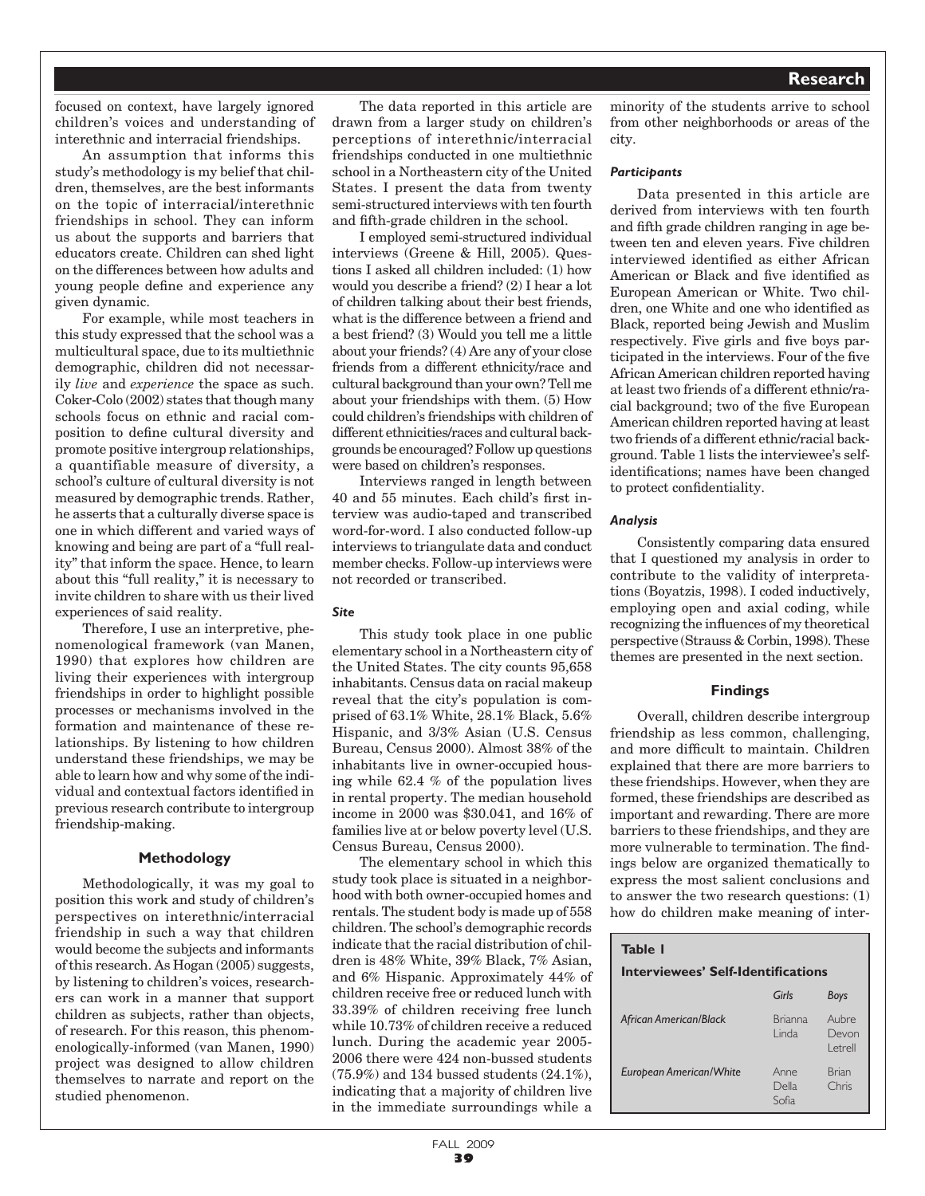focused on context, have largely ignored children's voices and understanding of interethnic and interracial friendships.

An assumption that informs this study's methodology is my belief that children, themselves, are the best informants on the topic of interracial/interethnic friendships in school. They can inform us about the supports and barriers that educators create. Children can shed light on the differences between how adults and young people define and experience any given dynamic.

For example, while most teachers in this study expressed that the school was a multicultural space, due to its multiethnic demographic, children did not necessarily *live* and *experience* the space as such. Coker-Colo (2002) states that though many schools focus on ethnic and racial composition to define cultural diversity and promote positive intergroup relationships, a quantifiable measure of diversity, a school's culture of cultural diversity is not measured by demographic trends. Rather, he asserts that a culturally diverse space is one in which different and varied ways of knowing and being are part of a "full reality" that inform the space. Hence, to learn about this "full reality," it is necessary to invite children to share with us their lived experiences of said reality.

Therefore, I use an interpretive, phenomenological framework (van Manen, 1990) that explores how children are living their experiences with intergroup friendships in order to highlight possible processes or mechanisms involved in the formation and maintenance of these relationships. By listening to how children understand these friendships, we may be able to learn how and why some of the individual and contextual factors identified in previous research contribute to intergroup friendship-making.

## Methodology

Methodologically, it was my goal to position this work and study of children's perspectives on interethnic/interracial friendship in such a way that children would become the subjects and informants of this research. As Hogan (2005) suggests, by listening to children's voices, researchers can work in a manner that support children as subjects, rather than objects, of research. For this reason, this phenomenologically-informed (van Manen, 1990) project was designed to allow children themselves to narrate and report on the studied phenomenon.

The data reported in this article are drawn from a larger study on children's perceptions of interethnic/interracial friendships conducted in one multiethnic school in a Northeastern city of the United States. I present the data from twenty semi-structured interviews with ten fourth and fifth-grade children in the school.

I employed semi-structured individual interviews (Greene & Hill, 2005). Questions I asked all children included: (1) how would you describe a friend? (2) I hear a lot of children talking about their best friends, what is the difference between a friend and a best friend? (3) Would you tell me a little about your friends? (4) Are any of your close friends from a different ethnicity/race and cultural background than your own? Tell me about your friendships with them. (5) How could children's friendships with children of different ethnicities/races and cultural backgrounds be encouraged? Follow up questions were based on children's responses.

Interviews ranged in length between 40 and 55 minutes. Each child's first interview was audio-taped and transcribed word-for-word. I also conducted follow-up interviews to triangulate data and conduct member checks. Follow-up interviews were not recorded or transcribed.

### *Site*

This study took place in one public elementary school in a Northeastern city of the United States. The city counts 95,658 inhabitants. Census data on racial makeup reveal that the city's population is comprised of 63.1% White, 28.1% Black, 5.6% Hispanic, and 3/3% Asian (U.S. Census Bureau, Census 2000). Almost 38% of the inhabitants live in owner-occupied housing while 62.4 % of the population lives in rental property. The median household income in 2000 was $30.041, and 16% of families live at or below poverty level (U.S. Census Bureau, Census 2000).

The elementary school in which this study took place is situated in a neighborhood with both owner-occupied homes and rentals. The student body is made up of 558 children. The school's demographic records indicate that the racial distribution of children is 48% White, 39% Black, 7% Asian, and 6% Hispanic. Approximately 44% of children receive free or reduced lunch with 33.39% of children receiving free lunch while 10.73% of children receive a reduced lunch. During the academic year 2005-2006 there were 424 non-bussed students (75.9%) and 134 bussed students (24.1%), indicating that a majority of children live in the immediate surroundings while a minority of the students arrive to school from other neighborhoods or areas of the city.

### *Participants*

Data presented in this article are derived from interviews with ten fourth and fifth grade children ranging in age between ten and eleven years. Five children interviewed identified as either African American or Black and five identified as European American or White. Two children, one White and one who identified as Black, reported being Jewish and Muslim respectively. Five girls and five boys participated in the interviews. Four of the five African American children reported having at least two friends of a different ethnic/racial background; two of the five European American children reported having at least two friends of a different ethnic/racial background. Table 1 lists the interviewee's self-identifications; names have been changed to protect confidentiality.

### *Analysis*

Consistently comparing data ensured that I questioned my analysis in order to contribute to the validity of interpretations (Boyatzis, 1998). I coded inductively, employing open and axial coding, while recognizing the influences of my theoretical perspective (Strauss & Corbin, 1998). These themes are presented in the next section.

## Findings

Overall, children describe intergroup friendship as less common, challenging, and more difficult to maintain. Children explained that there are more barriers to these friendships. However, when they are formed, these friendships are described as important and rewarding. There are more barriers to these friendships, and they are more vulnerable to termination. The findings below are organized thematically to express the most salient conclusions and to answer the two research questions: (1) how do children make meaning of inter-

**Table 1**
**Interviewees' Self-Identifications**

| | *Girls* | *Boys* |
|---|---|---|
| *African American/Black* | Brianna, Linda | Aubre, Devon, Letrell |
| *European American/White* | Anne, Della, Sofia | Brian, Chris |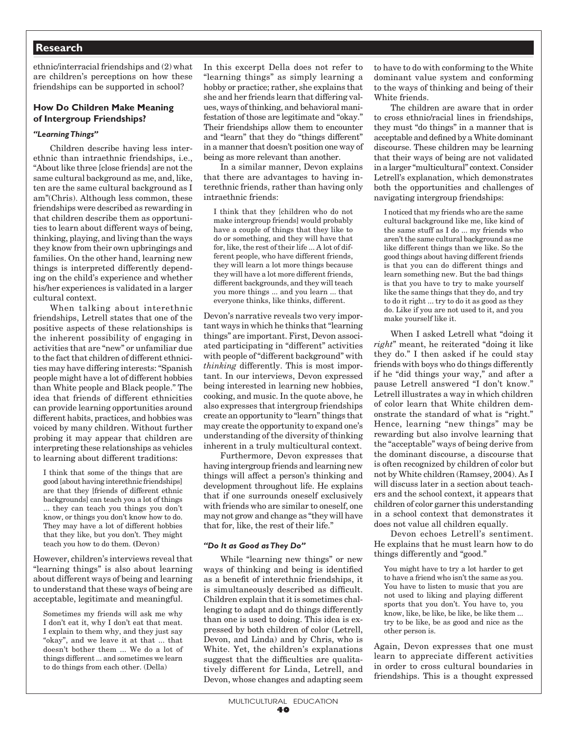ethnic/interracial friendships and (2) what are children's perceptions on how these friendships can be supported in school?

### How Do Children Make Meaning of Intergroup Friendships?

#### *"Learning Things"*

Children describe having less interethnic than intraethnic friendships, i.e., "About like three [close friends] are not the same cultural background as me, and, like, ten are the same cultural background as I am"(Chris). Although less common, these friendships were described as rewarding in that children describe them as opportunities to learn about different ways of being, thinking, playing, and living than the ways they know from their own upbringings and families. On the other hand, learning new things is interpreted differently depending on the child's experience and whether his/her experiences is validated in a larger cultural context.

When talking about interethnic friendships, Letrell states that one of the positive aspects of these relationships is the inherent possibility of engaging in activities that are "new" or unfamiliar due to the fact that children of different ethnicities may have differing interests: "Spanish people might have a lot of different hobbies than White people and Black people." The idea that friends of different ethnicities can provide learning opportunities around different habits, practices, and hobbies was voiced by many children. Without further probing it may appear that children are interpreting these relationships as vehicles to learning about different traditions:

> I think that some of the things that are good [about having interethnic friendships] are that they [friends of different ethnic backgrounds] can teach you a lot of things ... they can teach you things you don't know, or things you don't know how to do. They may have a lot of different hobbies that they like, but you don't. They might teach you how to do them. (Devon)

However, children's interviews reveal that "learning things" is also about learning about different ways of being and learning to understand that these ways of being are acceptable, legitimate and meaningful.

> Sometimes my friends will ask me why I don't eat it, why I don't eat that meat. I explain to them why, and they just say "okay", and we leave it at that ... that doesn't bother them ... We do a lot of things different ... and sometimes we learn to do things from each other. (Della)

In this excerpt Della does not refer to "learning things" as simply learning a hobby or practice; rather, she explains that she and her friends learn that differing values, ways of thinking, and behavioral manifestation of those are legitimate and "okay." Their friendships allow them to encounter and "learn" that they do "things different" in a manner that doesn't position one way of being as more relevant than another.

In a similar manner, Devon explains that there are advantages to having interethnic friends, rather than having only intraethnic friends:

> I think that they [children who do not make intergroup friends] would probably have a couple of things that they like to do or something, and they will have that for, like, the rest of their life ... A lot of different people, who have different friends, they will learn a lot more things because they will have a lot more different friends, different backgrounds, and they will teach you more things ... and you learn ... that everyone thinks, like thinks, different.

Devon's narrative reveals two very important ways in which he thinks that "learning things" are important. First, Devon associated participating in "different" activities with people of "different background" with *thinking* differently. This is most important. In our interviews, Devon expressed being interested in learning new hobbies, cooking, and music. In the quote above, he also expresses that intergroup friendships create an opportunity to "learn" things that may create the opportunity to expand one's understanding of the diversity of thinking inherent in a truly multicultural context.

Furthermore, Devon expresses that having intergroup friends and learning new things will affect a person's thinking and development throughout life. He explains that if one surrounds oneself exclusively with friends who are similar to oneself, one may not grow and change as "they will have that for, like, the rest of their life."

#### *"Do It as Good as They Do"*

While "learning new things" or new ways of thinking and being is identified as a benefit of interethnic friendships, it is simultaneously described as difficult. Children explain that it is sometimes challenging to adapt and do things differently than one is used to doing. This idea is expressed by both children of color (Letrell, Devon, and Linda) and by Chris, who is White. Yet, the children's explanations suggest that the difficulties are qualitatively different for Linda, Letrell, and Devon, whose changes and adapting seem to have to do with conforming to the White dominant value system and conforming to the ways of thinking and being of their White friends.

The children are aware that in order to cross ethnic/racial lines in friendships, they must "do things" in a manner that is acceptable and defined by a White dominant discourse. These children may be learning that their ways of being are not validated in a larger "multicultural" context. Consider Letrell's explanation, which demonstrates both the opportunities and challenges of navigating intergroup friendships:

> I noticed that my friends who are the same cultural background like me, like kind of the same stuff as I do ... my friends who aren't the same cultural background as me like different things than we like. So the good things about having different friends is that you can do different things and learn something new. But the bad things is that you have to try to make yourself like the same things that they do, and try to do it right ... try to do it as good as they do. Like if you are not used to it, and you make yourself like it.

When I asked Letrell what "doing it *right*" meant, he reiterated "doing it like they do." I then asked if he could stay friends with boys who do things differently if he "did things your way," and after a pause Letrell answered "I don't know." Letrell illustrates a way in which children of color learn that White children demonstrate the standard of what is "right." Hence, learning "new things" may be rewarding but also involve learning that the "acceptable" ways of being derive from the dominant discourse, a discourse that is often recognized by children of color but not by White children (Ramsey, 2004). As I will discuss later in a section about teachers and the school context, it appears that children of color garner this understanding in a school context that demonstrates it does not value all children equally.

Devon echoes Letrell's sentiment. He explains that he must learn how to do things differently and "good."

> You might have to try a lot harder to get to have a friend who isn't the same as you. You have to listen to music that you are not used to liking and playing different sports that you don't. You have to, you know, like, be like, be like, be like them ... try to be like, be as good and nice as the other person is.

Again, Devon expresses that one must learn to appreciate different activities in order to cross cultural boundaries in friendships. This is a thought expressed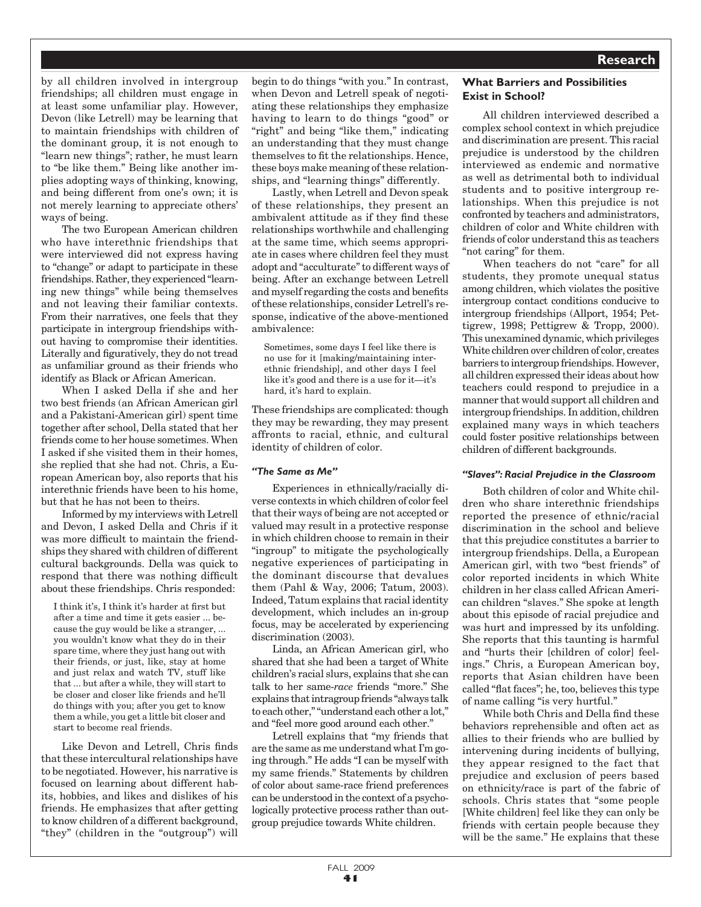by all children involved in intergroup friendships; all children must engage in at least some unfamiliar play. However, Devon (like Letrell) may be learning that to maintain friendships with children of the dominant group, it is not enough to "learn new things"; rather, he must learn to "be like them." Being like another implies adopting ways of thinking, knowing, and being different from one's own; it is not merely learning to appreciate others' ways of being.

The two European American children who have interethnic friendships that were interviewed did not express having to "change" or adapt to participate in these friendships. Rather, they experienced "learning new things" while being themselves and not leaving their familiar contexts. From their narratives, one feels that they participate in intergroup friendships without having to compromise their identities. Literally and figuratively, they do not tread as unfamiliar ground as their friends who identify as Black or African American.

When I asked Della if she and her two best friends (an African American girl and a Pakistani-American girl) spent time together after school, Della stated that her friends come to her house sometimes. When I asked if she visited them in their homes, she replied that she had not. Chris, a European American boy, also reports that his interethnic friends have been to his home, but that he has not been to theirs.

Informed by my interviews with Letrell and Devon, I asked Della and Chris if it was more difficult to maintain the friendships they shared with children of different cultural backgrounds. Della was quick to respond that there was nothing difficult about these friendships. Chris responded:

> I think it's, I think it's harder at first but after a time and time it gets easier ... because the guy would be like a stranger, ... you wouldn't know what they do in their spare time, where they just hang out with their friends, or just, like, stay at home and just relax and watch TV, stuff like that ... but after a while, they will start to be closer and closer like friends and he'll do things with you; after you get to know them a while, you get a little bit closer and start to become real friends.

Like Devon and Letrell, Chris finds that these intercultural relationships have to be negotiated. However, his narrative is focused on learning about different habits, hobbies, and likes and dislikes of his friends. He emphasizes that after getting to know children of a different background, "they" (children in the "outgroup") will begin to do things "with you." In contrast, when Devon and Letrell speak of negotiating these relationships they emphasize having to learn to do things "good" or "right" and being "like them," indicating an understanding that they must change themselves to fit the relationships. Hence, these boys make meaning of these relationships, and "learning things" differently.

Lastly, when Letrell and Devon speak of these relationships, they present an ambivalent attitude as if they find these relationships worthwhile and challenging at the same time, which seems appropriate in cases where children feel they must adopt and "acculturate" to different ways of being. After an exchange between Letrell and myself regarding the costs and benefits of these relationships, consider Letrell's response, indicative of the above-mentioned ambivalence:

> Sometimes, some days I feel like there is no use for it [making/maintaining interethnic friendship], and other days I feel like it's good and there is a use for it—it's hard, it's hard to explain.

These friendships are complicated: though they may be rewarding, they may present affronts to racial, ethnic, and cultural identity of children of color.

#### *"The Same as Me"*

Experiences in ethnically/racially diverse contexts in which children of color feel that their ways of being are not accepted or valued may result in a protective response in which children choose to remain in their "ingroup" to mitigate the psychologically negative experiences of participating in the dominant discourse that devalues them (Pahl & Way, 2006; Tatum, 2003). Indeed, Tatum explains that racial identity development, which includes an in-group focus, may be accelerated by experiencing discrimination (2003).

Linda, an African American girl, who shared that she had been a target of White children's racial slurs, explains that she can talk to her same-*race* friends "more." She explains that intragroup friends "always talk to each other," "understand each other a lot," and "feel more good around each other."

Letrell explains that "my friends that are the same as me understand what I'm going through." He adds "I can be myself with my same friends." Statements by children of color about same-race friend preferences can be understood in the context of a psychologically protective process rather than outgroup prejudice towards White children.

### What Barriers and Possibilities Exist in School?

All children interviewed described a complex school context in which prejudice and discrimination are present. This racial prejudice is understood by the children interviewed as endemic and normative as well as detrimental both to individual students and to positive intergroup relationships. When this prejudice is not confronted by teachers and administrators, children of color and White children with friends of color understand this as teachers "not caring" for them.

When teachers do not "care" for all students, they promote unequal status among children, which violates the positive intergroup contact conditions conducive to intergroup friendships (Allport, 1954; Pettigrew, 1998; Pettigrew & Tropp, 2000). This unexamined dynamic, which privileges White children over children of color, creates barriers to intergroup friendships. However, all children expressed their ideas about how teachers could respond to prejudice in a manner that would support all children and intergroup friendships. In addition, children explained many ways in which teachers could foster positive relationships between children of different backgrounds.

#### *"Slaves": Racial Prejudice in the Classroom*

Both children of color and White children who share interethnic friendships reported the presence of ethnic/racial discrimination in the school and believe that this prejudice constitutes a barrier to intergroup friendships. Della, a European American girl, with two "best friends" of color reported incidents in which White children in her class called African American children "slaves." She spoke at length about this episode of racial prejudice and was hurt and impressed by its unfolding. She reports that this taunting is harmful and "hurts their [children of color] feelings." Chris, a European American boy, reports that Asian children have been called "flat faces"; he, too, believes this type of name calling "is very hurtful."

While both Chris and Della find these behaviors reprehensible and often act as allies to their friends who are bullied by intervening during incidents of bullying, they appear resigned to the fact that prejudice and exclusion of peers based on ethnicity/race is part of the fabric of schools. Chris states that "some people [White children] feel like they can only be friends with certain people because they will be the same." He explains that these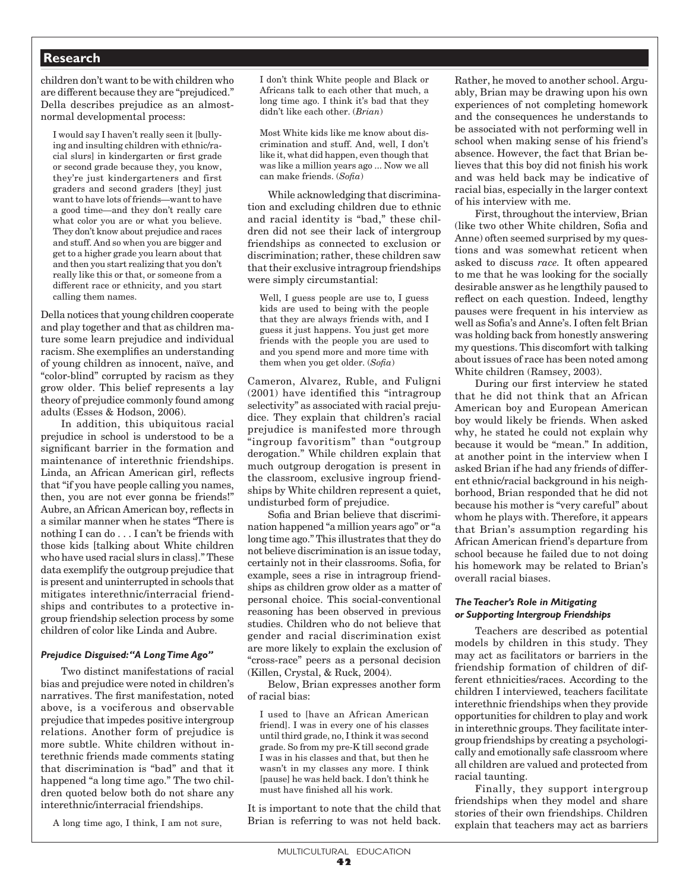children don't want to be with children who are different because they are "prejudiced." Della describes prejudice as an almost-normal developmental process:

> I would say I haven't really seen it [bullying and insulting children with ethnic/racial slurs] in kindergarten or first grade or second grade because they, you know, they're just kindergarteners and first graders and second graders [they] just want to have lots of friends—want to have a good time—and they don't really care what color you are or what you believe. They don't know about prejudice and races and stuff. And so when you are bigger and get to a higher grade you learn about that and then you start realizing that you don't really like this or that, or someone from a different race or ethnicity, and you start calling them names.

Della notices that young children cooperate and play together and that as children mature some learn prejudice and individual racism. She exemplifies an understanding of young children as innocent, naïve, and "color-blind" corrupted by racism as they grow older. This belief represents a lay theory of prejudice commonly found among adults (Esses & Hodson, 2006).

In addition, this ubiquitous racial prejudice in school is understood to be a significant barrier in the formation and maintenance of interethnic friendships. Linda, an African American girl, reflects that "if you have people calling you names, then, you are not ever gonna be friends!" Aubre, an African American boy, reflects in a similar manner when he states "There is nothing I can do . . . I can't be friends with those kids [talking about White children who have used racial slurs in class]." These data exemplify the outgroup prejudice that is present and uninterrupted in schools that mitigates interethnic/interracial friendships and contributes to a protective ingroup friendship selection process by some children of color like Linda and Aubre.

#### *Prejudice Disguised: "A Long Time Ago"*

Two distinct manifestations of racial bias and prejudice were noted in children's narratives. The first manifestation, noted above, is a vociferous and observable prejudice that impedes positive intergroup relations. Another form of prejudice is more subtle. White children without interethnic friends made comments stating that discrimination is "bad" and that it happened "a long time ago." The two children quoted below both do not share any interethnic/interracial friendships.

> A long time ago, I think, I am not sure, I don't think White people and Black or Africans talk to each other that much, a long time ago. I think it's bad that they didn't like each other. (*Brian*)

> Most White kids like me know about discrimination and stuff. And, well, I don't like it, what did happen, even though that was like a million years ago ... Now we all can make friends. (*Sofia*)

While acknowledging that discrimination and excluding children due to ethnic and racial identity is "bad," these children did not see their lack of intergroup friendships as connected to exclusion or discrimination; rather, these children saw that their exclusive intragroup friendships were simply circumstantial:

> Well, I guess people are use to, I guess kids are used to being with the people that they are always friends with, and I guess it just happens. You just get more friends with the people you are used to and you spend more and more time with them when you get older. (*Sofia*)

Cameron, Alvarez, Ruble, and Fuligni (2001) have identified this "intragroup selectivity" as associated with racial prejudice. They explain that children's racial prejudice is manifested more through "ingroup favoritism" than "outgroup derogation." While children explain that much outgroup derogation is present in the classroom, exclusive ingroup friendships by White children represent a quiet, undisturbed form of prejudice.

Sofia and Brian believe that discrimination happened "a million years ago" or "a long time ago." This illustrates that they do not believe discrimination is an issue today, certainly not in their classrooms. Sofia, for example, sees a rise in intragroup friendships as children grow older as a matter of personal choice. This social-conventional reasoning has been observed in previous studies. Children who do not believe that gender and racial discrimination exist are more likely to explain the exclusion of "cross-race" peers as a personal decision (Killen, Crystal, & Ruck, 2004).

Below, Brian expresses another form of racial bias:

> I used to [have an African American friend]. I was in every one of his classes until third grade, no, I think it was second grade. So from my pre-K till second grade I was in his classes and that, but then he wasn't in my classes any more. I think [pause] he was held back. I don't think he must have finished all his work.

It is important to note that the child that Brian is referring to was not held back. Rather, he moved to another school. Arguably, Brian may be drawing upon his own experiences of not completing homework and the consequences he understands to be associated with not performing well in school when making sense of his friend's absence. However, the fact that Brian believes that this boy did not finish his work and was held back may be indicative of racial bias, especially in the larger context of his interview with me.

First, throughout the interview, Brian (like two other White children, Sofia and Anne) often seemed surprised by my questions and was somewhat reticent when asked to discuss *race.* It often appeared to me that he was looking for the socially desirable answer as he lengthily paused to reflect on each question. Indeed, lengthy pauses were frequent in his interview as well as Sofia's and Anne's. I often felt Brian was holding back from honestly answering my questions. This discomfort with talking about issues of race has been noted among White children (Ramsey, 2003).

During our first interview he stated that he did not think that an African American boy and European American boy would likely be friends. When asked why, he stated he could not explain why because it would be "mean." In addition, at another point in the interview when I asked Brian if he had any friends of different ethnic/racial background in his neighborhood, Brian responded that he did not because his mother is "very careful" about whom he plays with. Therefore, it appears that Brian's assumption regarding his African American friend's departure from school because he failed due to not doing his homework may be related to Brian's overall racial biases.

#### *The Teacher's Role in Mitigating or Supporting Intergroup Friendships*

Teachers are described as potential models by children in this study. They may act as facilitators or barriers in the friendship formation of children of different ethnicities/races. According to the children I interviewed, teachers facilitate interethnic friendships when they provide opportunities for children to play and work in interethnic groups. They facilitate intergroup friendships by creating a psychologically and emotionally safe classroom where all children are valued and protected from racial taunting.

Finally, they support intergroup friendships when they model and share stories of their own friendships. Children explain that teachers may act as barriers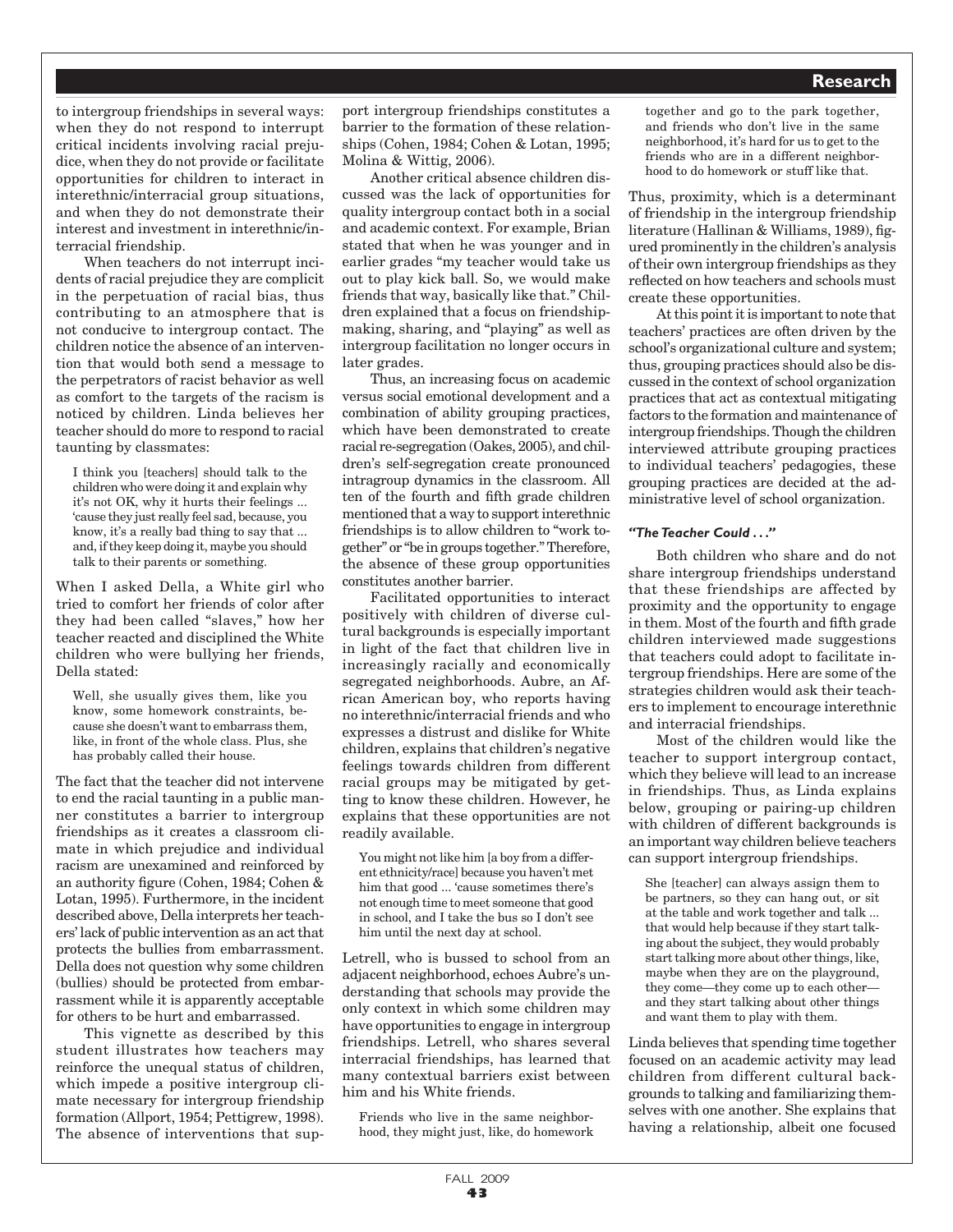to intergroup friendships in several ways: when they do not respond to interrupt critical incidents involving racial prejudice, when they do not provide or facilitate opportunities for children to interact in interethnic/interracial group situations, and when they do not demonstrate their interest and investment in interethnic/interracial friendship.

When teachers do not interrupt incidents of racial prejudice they are complicit in the perpetuation of racial bias, thus contributing to an atmosphere that is not conducive to intergroup contact. The children notice the absence of an intervention that would both send a message to the perpetrators of racist behavior as well as comfort to the targets of the racism is noticed by children. Linda believes her teacher should do more to respond to racial taunting by classmates:

> I think you [teachers] should talk to the children who were doing it and explain why it's not OK, why it hurts their feelings ... 'cause they just really feel sad, because, you know, it's a really bad thing to say that ... and, if they keep doing it, maybe you should talk to their parents or something.

When I asked Della, a White girl who tried to comfort her friends of color after they had been called "slaves," how her teacher reacted and disciplined the White children who were bullying her friends, Della stated:

> Well, she usually gives them, like you know, some homework constraints, because she doesn't want to embarrass them, like, in front of the whole class. Plus, she has probably called their house.

The fact that the teacher did not intervene to end the racial taunting in a public manner constitutes a barrier to intergroup friendships as it creates a classroom climate in which prejudice and individual racism are unexamined and reinforced by an authority figure (Cohen, 1984; Cohen & Lotan, 1995). Furthermore, in the incident described above, Della interprets her teachers' lack of public intervention as an act that protects the bullies from embarrassment. Della does not question why some children (bullies) should be protected from embarrassment while it is apparently acceptable for others to be hurt and embarrassed.

This vignette as described by this student illustrates how teachers may reinforce the unequal status of children, which impede a positive intergroup climate necessary for intergroup friendship formation (Allport, 1954; Pettigrew, 1998). The absence of interventions that support intergroup friendships constitutes a barrier to the formation of these relationships (Cohen, 1984; Cohen & Lotan, 1995; Molina & Wittig, 2006).

Another critical absence children discussed was the lack of opportunities for quality intergroup contact both in a social and academic context. For example, Brian stated that when he was younger and in earlier grades "my teacher would take us out to play kick ball. So, we would make friends that way, basically like that." Children explained that a focus on friendship-making, sharing, and "playing" as well as intergroup facilitation no longer occurs in later grades.

Thus, an increasing focus on academic versus social emotional development and a combination of ability grouping practices, which have been demonstrated to create racial re-segregation (Oakes, 2005), and children's self-segregation create pronounced intragroup dynamics in the classroom. All ten of the fourth and fifth grade children mentioned that a way to support interethnic friendships is to allow children to "work together" or "be in groups together." Therefore, the absence of these group opportunities constitutes another barrier.

Facilitated opportunities to interact positively with children of diverse cultural backgrounds is especially important in light of the fact that children live in increasingly racially and economically segregated neighborhoods. Aubre, an African American boy, who reports having no interethnic/interracial friends and who expresses a distrust and dislike for White children, explains that children's negative feelings towards children from different racial groups may be mitigated by getting to know these children. However, he explains that these opportunities are not readily available.

> You might not like him [a boy from a different ethnicity/race] because you haven't met him that good ... 'cause sometimes there's not enough time to meet someone that good in school, and I take the bus so I don't see him until the next day at school.

Letrell, who is bussed to school from an adjacent neighborhood, echoes Aubre's understanding that schools may provide the only context in which some children may have opportunities to engage in intergroup friendships. Letrell, who shares several interracial friendships, has learned that many contextual barriers exist between him and his White friends.

> Friends who live in the same neighborhood, they might just, like, do homework together and go to the park together, and friends who don't live in the same neighborhood, it's hard for us to get to the friends who are in a different neighborhood to do homework or stuff like that.

Thus, proximity, which is a determinant of friendship in the intergroup friendship literature (Hallinan & Williams, 1989), figured prominently in the children's analysis of their own intergroup friendships as they reflected on how teachers and schools must create these opportunities.

At this point it is important to note that teachers' practices are often driven by the school's organizational culture and system; thus, grouping practices should also be discussed in the context of school organization practices that act as contextual mitigating factors to the formation and maintenance of intergroup friendships. Though the children interviewed attribute grouping practices to individual teachers' pedagogies, these grouping practices are decided at the administrative level of school organization.

#### *"The Teacher Could . . ."*

Both children who share and do not share intergroup friendships understand that these friendships are affected by proximity and the opportunity to engage in them. Most of the fourth and fifth grade children interviewed made suggestions that teachers could adopt to facilitate intergroup friendships. Here are some of the strategies children would ask their teachers to implement to encourage interethnic and interracial friendships.

Most of the children would like the teacher to support intergroup contact, which they believe will lead to an increase in friendships. Thus, as Linda explains below, grouping or pairing-up children with children of different backgrounds is an important way children believe teachers can support intergroup friendships.

> She [teacher] can always assign them to be partners, so they can hang out, or sit at the table and work together and talk ... that would help because if they start talking about the subject, they would probably start talking more about other things, like, maybe when they are on the playground, they come—they come up to each other—and they start talking about other things and want them to play with them.

Linda believes that spending time together focused on an academic activity may lead children from different cultural backgrounds to talking and familiarizing themselves with one another. She explains that having a relationship, albeit one focused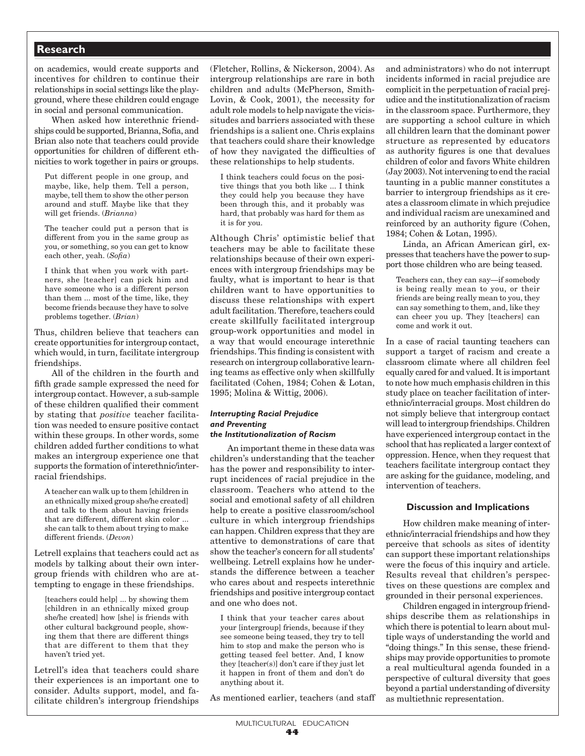on academics, would create supports and incentives for children to continue their relationships in social settings like the playground, where these children could engage in social and personal communication.

When asked how interethnic friendships could be supported, Brianna, Sofia, and Brian also note that teachers could provide opportunities for children of different ethnicities to work together in pairs or groups.

> Put different people in one group, and maybe, like, help them. Tell a person, maybe, tell them to show the other person around and stuff. Maybe like that they will get friends. (*Brianna*)

> The teacher could put a person that is different from you in the same group as you, or something, so you can get to know each other, yeah. (*Sofia*)

> I think that when you work with partners, she [teacher] can pick him and have someone who is a different person than them ... most of the time, like, they become friends because they have to solve problems together. (*Brian*)

Thus, children believe that teachers can create opportunities for intergroup contact, which would, in turn, facilitate intergroup friendships.

All of the children in the fourth and fifth grade sample expressed the need for intergroup contact. However, a sub-sample of these children qualified their comment by stating that *positive* teacher facilitation was needed to ensure positive contact within these groups. In other words, some children added further conditions to what makes an intergroup experience one that supports the formation of interethnic/interracial friendships.

> A teacher can walk up to them [children in an ethnically mixed group she/he created] and talk to them about having friends that are different, different skin color ... she can talk to them about trying to make different friends. (*Devon*)

Letrell explains that teachers could act as models by talking about their own intergroup friends with children who are attempting to engage in these friendships.

> [teachers could help] ... by showing them [children in an ethnically mixed group she/he created] how [she] is friends with other cultural background people, showing them that there are different things that are different to them that they haven't tried yet.

Letrell's idea that teachers could share their experiences is an important one to consider. Adults support, model, and facilitate children's intergroup friendships (Fletcher, Rollins, & Nickerson, 2004). As intergroup relationships are rare in both children and adults (McPherson, Smith-Lovin, & Cook, 2001), the necessity for adult role models to help navigate the vicissitudes and barriers associated with these friendships is a salient one. Chris explains that teachers could share their knowledge of how they navigated the difficulties of these relationships to help students.

> I think teachers could focus on the positive things that you both like ... I think they could help you because they have been through this, and it probably was hard, that probably was hard for them as it is for you.

Although Chris' optimistic belief that teachers may be able to facilitate these relationships because of their own experiences with intergroup friendships may be faulty, what is important to hear is that children want to have opportunities to discuss these relationships with expert adult facilitation. Therefore, teachers could create skillfully facilitated intergroup group-work opportunities and model in a way that would encourage interethnic friendships. This finding is consistent with research on intergroup collaborative learning teams as effective only when skillfully facilitated (Cohen, 1984; Cohen & Lotan, 1995; Molina & Wittig, 2006).

#### *Interrupting Racial Prejudice and Preventing the Institutionalization of Racism*

An important theme in these data was children's understanding that the teacher has the power and responsibility to interrupt incidences of racial prejudice in the classroom. Teachers who attend to the social and emotional safety of all children help to create a positive classroom/school culture in which intergroup friendships can happen. Children express that they are attentive to demonstrations of care that show the teacher's concern for all students' wellbeing. Letrell explains how he understands the difference between a teacher who cares about and respects interethnic friendships and positive intergroup contact and one who does not.

> I think that your teacher cares about your [intergroup] friends, because if they see someone being teased, they try to tell him to stop and make the person who is getting teased feel better. And, I know they [teacher(s)] don't care if they just let it happen in front of them and don't do anything about it.

As mentioned earlier, teachers (and staff and administrators) who do not interrupt incidents informed in racial prejudice are complicit in the perpetuation of racial prejudice and the institutionalization of racism in the classroom space. Furthermore, they are supporting a school culture in which all children learn that the dominant power structure as represented by educators as authority figures is one that devalues children of color and favors White children (Jay 2003). Not intervening to end the racial taunting in a public manner constitutes a barrier to intergroup friendships as it creates a classroom climate in which prejudice and individual racism are unexamined and reinforced by an authority figure (Cohen, 1984; Cohen & Lotan, 1995).

Linda, an African American girl, expresses that teachers have the power to support those children who are being teased.

> Teachers can, they can say—if somebody is being really mean to you, or their friends are being really mean to you, they can say something to them, and, like they can cheer you up. They [teachers] can come and work it out.

In a case of racial taunting teachers can support a target of racism and create a classroom climate where all children feel equally cared for and valued. It is important to note how much emphasis children in this study place on teacher facilitation of interethnic/interracial groups. Most children do not simply believe that intergroup contact will lead to intergroup friendships. Children have experienced intergroup contact in the school that has replicated a larger context of oppression. Hence, when they request that teachers facilitate intergroup contact they are asking for the guidance, modeling, and intervention of teachers.

### Discussion and Implications

How children make meaning of interethnic/interracial friendships and how they perceive that schools as sites of identity can support these important relationships were the focus of this inquiry and article. Results reveal that children's perspectives on these questions are complex and grounded in their personal experiences.

Children engaged in intergroup friendships describe them as relationships in which there is potential to learn about multiple ways of understanding the world and "doing things." In this sense, these friendships may provide opportunities to promote a real multicultural agenda founded in a perspective of cultural diversity that goes beyond a partial understanding of diversity as multiethnic representation.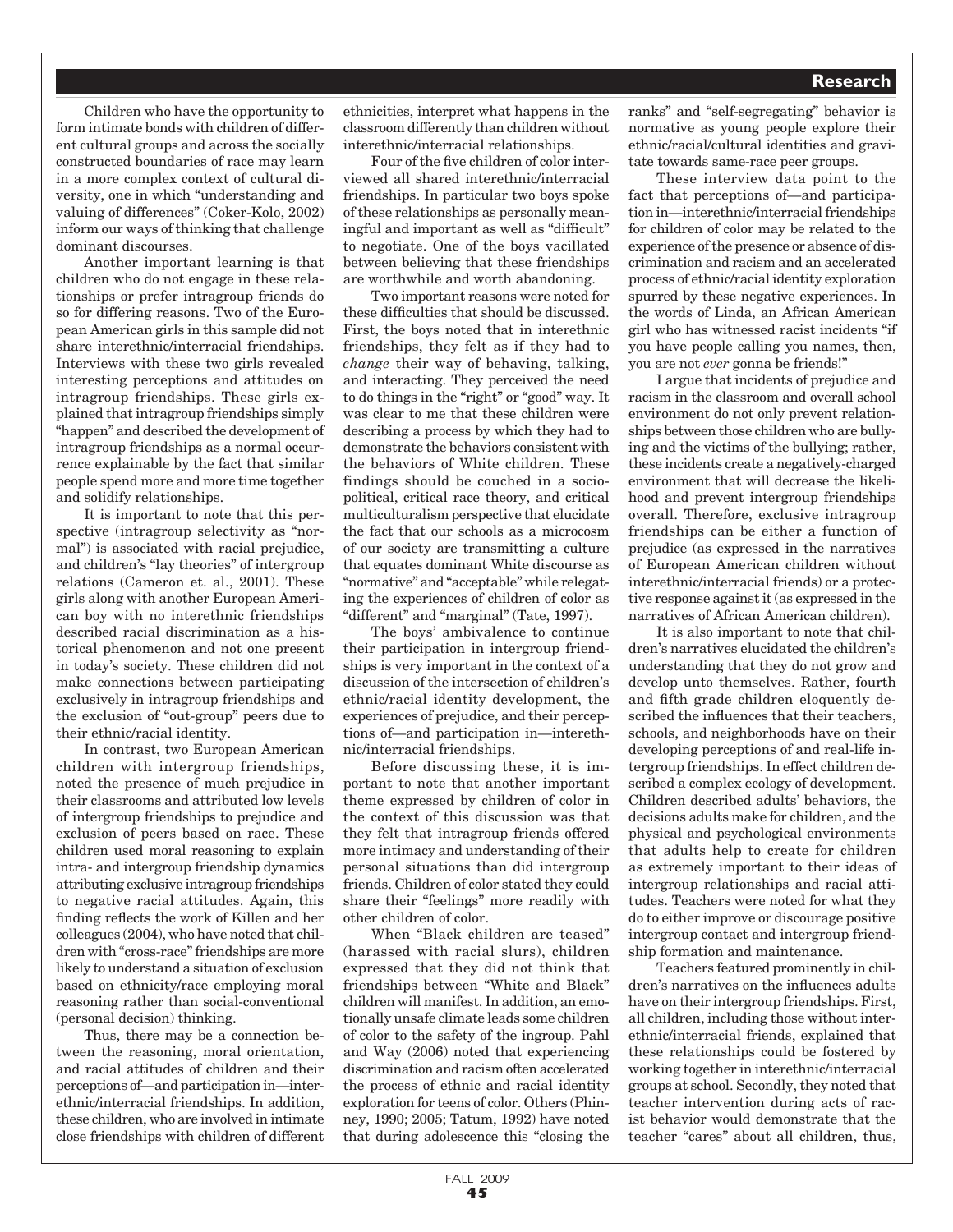Children who have the opportunity to form intimate bonds with children of different cultural groups and across the socially constructed boundaries of race may learn in a more complex context of cultural diversity, one in which "understanding and valuing of differences" (Coker-Kolo, 2002) inform our ways of thinking that challenge dominant discourses.

Another important learning is that children who do not engage in these relationships or prefer intragroup friends do so for differing reasons. Two of the European American girls in this sample did not share interethnic/interracial friendships. Interviews with these two girls revealed interesting perceptions and attitudes on intragroup friendships. These girls explained that intragroup friendships simply "happen" and described the development of intragroup friendships as a normal occurrence explainable by the fact that similar people spend more and more time together and solidify relationships.

It is important to note that this perspective (intragroup selectivity as "normal") is associated with racial prejudice, and children's "lay theories" of intergroup relations (Cameron et. al., 2001). These girls along with another European American boy with no interethnic friendships described racial discrimination as a historical phenomenon and not one present in today's society. These children did not make connections between participating exclusively in intragroup friendships and the exclusion of "out-group" peers due to their ethnic/racial identity.

In contrast, two European American children with intergroup friendships, noted the presence of much prejudice in their classrooms and attributed low levels of intergroup friendships to prejudice and exclusion of peers based on race. These children used moral reasoning to explain intra- and intergroup friendship dynamics attributing exclusive intragroup friendships to negative racial attitudes. Again, this finding reflects the work of Killen and her colleagues (2004), who have noted that children with "cross-race" friendships are more likely to understand a situation of exclusion based on ethnicity/race employing moral reasoning rather than social-conventional (personal decision) thinking.

Thus, there may be a connection between the reasoning, moral orientation, and racial attitudes of children and their perceptions of—and participation in—interethnic/interracial friendships. In addition, these children, who are involved in intimate close friendships with children of different ethnicities, interpret what happens in the classroom differently than children without interethnic/interracial relationships.

Four of the five children of color interviewed all shared interethnic/interracial friendships. In particular two boys spoke of these relationships as personally meaningful and important as well as "difficult" to negotiate. One of the boys vacillated between believing that these friendships are worthwhile and worth abandoning.

Two important reasons were noted for these difficulties that should be discussed. First, the boys noted that in interethnic friendships, they felt as if they had to *change* their way of behaving, talking, and interacting. They perceived the need to do things in the "right" or "good" way. It was clear to me that these children were describing a process by which they had to demonstrate the behaviors consistent with the behaviors of White children. These findings should be couched in a sociopolitical, critical race theory, and critical multiculturalism perspective that elucidate the fact that our schools as a microcosm of our society are transmitting a culture that equates dominant White discourse as "normative" and "acceptable" while relegating the experiences of children of color as "different" and "marginal" (Tate, 1997).

The boys' ambivalence to continue their participation in intergroup friendships is very important in the context of a discussion of the intersection of children's ethnic/racial identity development, the experiences of prejudice, and their perceptions of—and participation in—interethnic/interracial friendships.

Before discussing these, it is important to note that another important theme expressed by children of color in the context of this discussion was that they felt that intragroup friends offered more intimacy and understanding of their personal situations than did intergroup friends. Children of color stated they could share their "feelings" more readily with other children of color.

When "Black children are teased" (harassed with racial slurs), children expressed that they did not think that friendships between "White and Black" children will manifest. In addition, an emotionally unsafe climate leads some children of color to the safety of the ingroup. Pahl and Way (2006) noted that experiencing discrimination and racism often accelerated the process of ethnic and racial identity exploration for teens of color. Others (Phinney, 1990; 2005; Tatum, 1992) have noted that during adolescence this "closing the ranks" and "self-segregating" behavior is normative as young people explore their ethnic/racial/cultural identities and gravitate towards same-race peer groups.

These interview data point to the fact that perceptions of—and participation in—interethnic/interracial friendships for children of color may be related to the experience of the presence or absence of discrimination and racism and an accelerated process of ethnic/racial identity exploration spurred by these negative experiences. In the words of Linda, an African American girl who has witnessed racist incidents "if you have people calling you names, then, you are not *ever* gonna be friends!"

I argue that incidents of prejudice and racism in the classroom and overall school environment do not only prevent relationships between those children who are bullying and the victims of the bullying; rather, these incidents create a negatively-charged environment that will decrease the likelihood and prevent intergroup friendships overall. Therefore, exclusive intragroup friendships can be either a function of prejudice (as expressed in the narratives of European American children without interethnic/interracial friends) or a protective response against it (as expressed in the narratives of African American children).

It is also important to note that children's narratives elucidated the children's understanding that they do not grow and develop unto themselves. Rather, fourth and fifth grade children eloquently described the influences that their teachers, schools, and neighborhoods have on their developing perceptions of and real-life intergroup friendships. In effect children described a complex ecology of development. Children described adults' behaviors, the decisions adults make for children, and the physical and psychological environments that adults help to create for children as extremely important to their ideas of intergroup relationships and racial attitudes. Teachers were noted for what they do to either improve or discourage positive intergroup contact and intergroup friendship formation and maintenance.

Teachers featured prominently in children's narratives on the influences adults have on their intergroup friendships. First, all children, including those without interethnic/interracial friends, explained that these relationships could be fostered by working together in interethnic/interracial groups at school. Secondly, they noted that teacher intervention during acts of racist behavior would demonstrate that the teacher "cares" about all children, thus,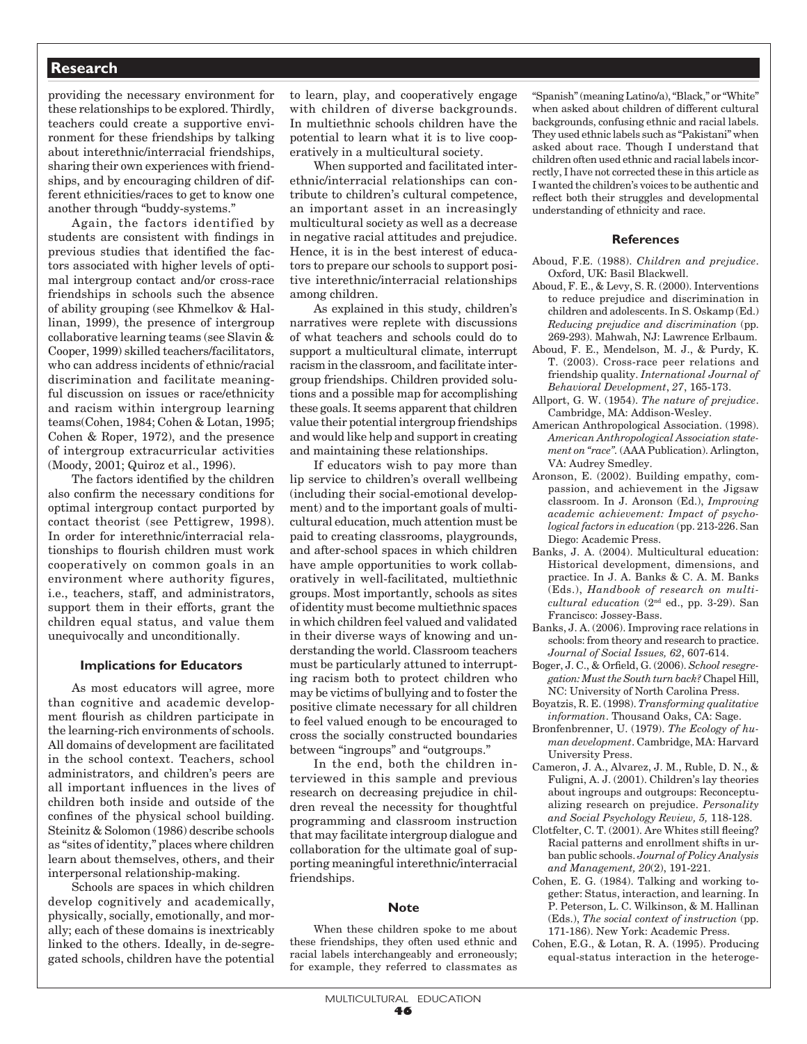providing the necessary environment for these relationships to be explored. Thirdly, teachers could create a supportive environment for these friendships by talking about interethnic/interracial friendships, sharing their own experiences with friendships, and by encouraging children of different ethnicities/races to get to know one another through "buddy-systems."

Again, the factors identified by students are consistent with findings in previous studies that identified the factors associated with higher levels of optimal intergroup contact and/or cross-race friendships in schools such the absence of ability grouping (see Khmelkov & Hallinan, 1999), the presence of intergroup collaborative learning teams (see Slavin & Cooper, 1999) skilled teachers/facilitators, who can address incidents of ethnic/racial discrimination and facilitate meaningful discussion on issues or race/ethnicity and racism within intergroup learning teams(Cohen, 1984; Cohen & Lotan, 1995; Cohen & Roper, 1972), and the presence of intergroup extracurricular activities (Moody, 2001; Quiroz et al., 1996).

The factors identified by the children also confirm the necessary conditions for optimal intergroup contact purported by contact theorist (see Pettigrew, 1998). In order for interethnic/interracial relationships to flourish children must work cooperatively on common goals in an environment where authority figures, i.e., teachers, staff, and administrators, support them in their efforts, grant the children equal status, and value them unequivocally and unconditionally.

### Implications for Educators

As most educators will agree, more than cognitive and academic development flourish as children participate in the learning-rich environments of schools. All domains of development are facilitated in the school context. Teachers, school administrators, and children's peers are all important influences in the lives of children both inside and outside of the confines of the physical school building. Steinitz & Solomon (1986) describe schools as "sites of identity," places where children learn about themselves, others, and their interpersonal relationship-making.

Schools are spaces in which children develop cognitively and academically, physically, socially, emotionally, and morally; each of these domains is inextricably linked to the others. Ideally, in de-segregated schools, children have the potential to learn, play, and cooperatively engage with children of diverse backgrounds. In multiethnic schools children have the potential to learn what it is to live cooperatively in a multicultural society.

When supported and facilitated interethnic/interracial relationships can contribute to children's cultural competence, an important asset in an increasingly multicultural society as well as a decrease in negative racial attitudes and prejudice. Hence, it is in the best interest of educators to prepare our schools to support positive interethnic/interracial relationships among children.

As explained in this study, children's narratives were replete with discussions of what teachers and schools could do to support a multicultural climate, interrupt racism in the classroom, and facilitate intergroup friendships. Children provided solutions and a possible map for accomplishing these goals. It seems apparent that children value their potential intergroup friendships and would like help and support in creating and maintaining these relationships.

If educators wish to pay more than lip service to children's overall wellbeing (including their social-emotional development) and to the important goals of multicultural education, much attention must be paid to creating classrooms, playgrounds, and after-school spaces in which children have ample opportunities to work collaboratively in well-facilitated, multiethnic groups. Most importantly, schools as sites of identity must become multiethnic spaces in which children feel valued and validated in their diverse ways of knowing and understanding the world. Classroom teachers must be particularly attuned to interrupting racism both to protect children who may be victims of bullying and to foster the positive climate necessary for all children to feel valued enough to be encouraged to cross the socially constructed boundaries between "ingroups" and "outgroups."

In the end, both the children interviewed in this sample and previous research on decreasing prejudice in children reveal the necessity for thoughtful programming and classroom instruction that may facilitate intergroup dialogue and collaboration for the ultimate goal of supporting meaningful interethnic/interracial friendships.

### Note

When these children spoke to me about these friendships, they often used ethnic and racial labels interchangeably and erroneously; for example, they referred to classmates as "Spanish" (meaning Latino/a), "Black," or "White" when asked about children of different cultural backgrounds, confusing ethnic and racial labels. They used ethnic labels such as "Pakistani" when asked about race. Though I understand that children often used ethnic and racial labels incorrectly, I have not corrected these in this article as I wanted the children's voices to be authentic and reflect both their struggles and developmental understanding of ethnicity and race.

### References

Aboud, F.E. (1988). *Children and prejudice*. Oxford, UK: Basil Blackwell.

Aboud, F. E., & Levy, S. R. (2000). Interventions to reduce prejudice and discrimination in children and adolescents. In S. Oskamp (Ed.) *Reducing prejudice and discrimination* (pp. 269-293). Mahwah, NJ: Lawrence Erlbaum.

Aboud, F. E., Mendelson, M. J., & Purdy, K. T. (2003). Cross-race peer relations and friendship quality. *International Journal of Behavioral Development*, *27*, 165-173.

Allport, G. W. (1954). *The nature of prejudice*. Cambridge, MA: Addison-Wesley.

American Anthropological Association. (1998). *American Anthropological Association statement on "race"*. (AAA Publication). Arlington, VA: Audrey Smedley.

Aronson, E. (2002). Building empathy, compassion, and achievement in the Jigsaw classroom. In J. Aronson (Ed.), *Improving academic achievement: Impact of psychological factors in education* (pp. 213-226. San Diego: Academic Press.

Banks, J. A. (2004). Multicultural education: Historical development, dimensions, and practice. In J. A. Banks & C. A. M. Banks (Eds.), *Handbook of research on multicultural education* (2nd ed., pp. 3-29). San Francisco: Jossey-Bass.

Banks, J. A. (2006). Improving race relations in schools: from theory and research to practice. *Journal of Social Issues, 62*, 607-614.

Boger, J. C., & Orfield, G. (2006). *School resegregation: Must the South turn back?* Chapel Hill, NC: University of North Carolina Press.

Boyatzis, R. E. (1998). *Transforming qualitative information*. Thousand Oaks, CA: Sage.

Bronfenbrenner, U. (1979). *The Ecology of human development*. Cambridge, MA: Harvard University Press.

Cameron, J. A., Alvarez, J. M., Ruble, D. N., & Fuligni, A. J. (2001). Children's lay theories about ingroups and outgroups: Reconceptualizing research on prejudice. *Personality and Social Psychology Review, 5,* 118-128.

Clotfelter, C. T. (2001). Are Whites still fleeing? Racial patterns and enrollment shifts in urban public schools. *Journal of Policy Analysis and Management, 20*(2), 191-221.

Cohen, E. G. (1984). Talking and working together: Status, interaction, and learning. In P. Peterson, L. C. Wilkinson, & M. Hallinan (Eds.), *The social context of instruction* (pp. 171-186). New York: Academic Press.

Cohen, E.G., & Lotan, R. A. (1995). Producing equal-status interaction in the heteroge-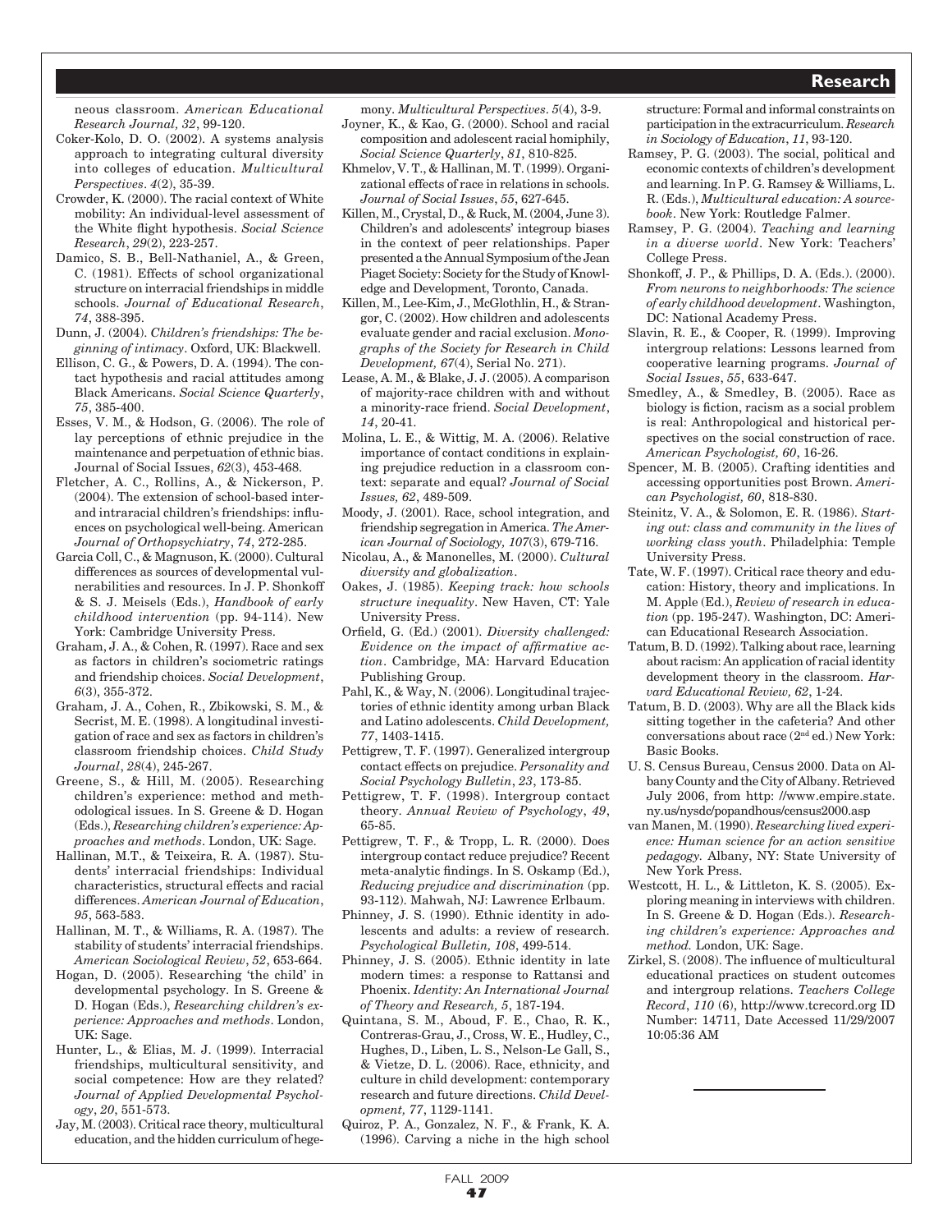neous classroom. *American Educational Research Journal, 32*, 99-120.

Coker-Kolo, D. O. (2002). A systems analysis approach to integrating cultural diversity into colleges of education. *Multicultural Perspectives*. *4*(2), 35-39.

Crowder, K. (2000). The racial context of White mobility: An individual-level assessment of the White flight hypothesis. *Social Science Research*, *29*(2), 223-257.

Damico, S. B., Bell-Nathaniel, A., & Green, C. (1981). Effects of school organizational structure on interracial friendships in middle schools. *Journal of Educational Research*, *74*, 388-395.

Dunn, J. (2004). *Children's friendships: The beginning of intimacy*. Oxford, UK: Blackwell.

Ellison, C. G., & Powers, D. A. (1994). The contact hypothesis and racial attitudes among Black Americans. *Social Science Quarterly*, *75*, 385-400.

Esses, V. M., & Hodson, G. (2006). The role of lay perceptions of ethnic prejudice in the maintenance and perpetuation of ethnic bias. Journal of Social Issues, *62*(3), 453-468.

Fletcher, A. C., Rollins, A., & Nickerson, P. (2004). The extension of school-based inter- and intraracial children's friendships: influences on psychological well-being. American *Journal of Orthopsychiatry*, *74*, 272-285.

Garcia Coll, C., & Magnuson, K. (2000). Cultural differences as sources of developmental vulnerabilities and resources. In J. P. Shonkoff & S. J. Meisels (Eds.), *Handbook of early childhood intervention* (pp. 94-114). New York: Cambridge University Press.

Graham, J. A., & Cohen, R. (1997). Race and sex as factors in children's sociometric ratings and friendship choices. *Social Development*, *6*(3), 355-372.

Graham, J. A., Cohen, R., Zbikowski, S. M., & Secrist, M. E. (1998). A longitudinal investigation of race and sex as factors in children's classroom friendship choices. *Child Study Journal*, *28*(4), 245-267.

Greene, S., & Hill, M. (2005). Researching children's experience: method and methodological issues. In S. Greene & D. Hogan (Eds.), *Researching children's experience: Approaches and methods*. London, UK: Sage.

Hallinan, M.T., & Teixeira, R. A. (1987). Students' interracial friendships: Individual characteristics, structural effects and racial differences. *American Journal of Education*, *95*, 563-583.

Hallinan, M. T., & Williams, R. A. (1987). The stability of students' interracial friendships. *American Sociological Review*, *52*, 653-664.

Hogan, D. (2005). Researching 'the child' in developmental psychology. In S. Greene & D. Hogan (Eds.), *Researching children's experience: Approaches and methods*. London, UK: Sage.

Hunter, L., & Elias, M. J. (1999). Interracial friendships, multicultural sensitivity, and social competence: How are they related? *Journal of Applied Developmental Psychology*, *20*, 551-573.

Jay, M. (2003). Critical race theory, multicultural education, and the hidden curriculum of hegemony. *Multicultural Perspectives*. *5*(4), 3-9.

Joyner, K., & Kao, G. (2000). School and racial composition and adolescent racial homiphily, *Social Science Quarterly*, *81*, 810-825.

Khmelov, V. T., & Hallinan, M. T. (1999). Organizational effects of race in relations in schools. *Journal of Social Issues*, *55*, 627-645.

Killen, M., Crystal, D., & Ruck, M. (2004, June 3). Children's and adolescents' integroup biases in the context of peer relationships. Paper presented a the Annual Symposium of the Jean Piaget Society: Society for the Study of Knowledge and Development, Toronto, Canada.

Killen, M., Lee-Kim, J., McGlothlin, H., & Strangor, C. (2002). How children and adolescents evaluate gender and racial exclusion. *Monographs of the Society for Research in Child Development, 67*(4), Serial No. 271).

Lease, A. M., & Blake, J. J. (2005). A comparison of majority-race children with and without a minority-race friend. *Social Development*, *14*, 20-41.

Molina, L. E., & Wittig, M. A. (2006). Relative importance of contact conditions in explaining prejudice reduction in a classroom context: separate and equal? *Journal of Social Issues, 62*, 489-509.

Moody, J. (2001). Race, school integration, and friendship segregation in America. *The American Journal of Sociology, 107*(3), 679-716.

Nicolau, A., & Manonelles, M. (2000). *Cultural diversity and globalization*.

Oakes, J. (1985). *Keeping track: how schools structure inequality*. New Haven, CT: Yale University Press.

Orfield, G. (Ed.) (2001). *Diversity challenged: Evidence on the impact of affirmative action*. Cambridge, MA: Harvard Education Publishing Group.

Pahl, K., & Way, N. (2006). Longitudinal trajectories of ethnic identity among urban Black and Latino adolescents. *Child Development, 77*, 1403-1415.

Pettigrew, T. F. (1997). Generalized intergroup contact effects on prejudice. *Personality and Social Psychology Bulletin*, *23*, 173-85.

Pettigrew, T. F. (1998). Intergroup contact theory. *Annual Review of Psychology*, *49*, 65-85.

Pettigrew, T. F., & Tropp, L. R. (2000). Does intergroup contact reduce prejudice? Recent meta-analytic findings. In S. Oskamp (Ed.), *Reducing prejudice and discrimination* (pp. 93-112). Mahwah, NJ: Lawrence Erlbaum.

Phinney, J. S. (1990). Ethnic identity in adolescents and adults: a review of research. *Psychological Bulletin, 108*, 499-514.

Phinney, J. S. (2005). Ethnic identity in late modern times: a response to Rattansi and Phoenix. *Identity: An International Journal of Theory and Research, 5*, 187-194.

Quintana, S. M., Aboud, F. E., Chao, R. K., Contreras-Grau, J., Cross, W. E., Hudley, C., Hughes, D., Liben, L. S., Nelson-Le Gall, S., & Vietze, D. L. (2006). Race, ethnicity, and culture in child development: contemporary research and future directions. *Child Development, 77*, 1129-1141.

Quiroz, P. A., Gonzalez, N. F., & Frank, K. A. (1996). Carving a niche in the high school structure: Formal and informal constraints on participation in the extracurriculum. *Research in Sociology of Education*, *11*, 93-120.

Ramsey, P. G. (2003). The social, political and economic contexts of children's development and learning. In P. G. Ramsey & Williams, L. R. (Eds.), *Multicultural education: A sourcebook*. New York: Routledge Falmer.

Ramsey, P. G. (2004). *Teaching and learning in a diverse world*. New York: Teachers' College Press.

Shonkoff, J. P., & Phillips, D. A. (Eds.). (2000). *From neurons to neighborhoods: The science of early childhood development*. Washington, DC: National Academy Press.

Slavin, R. E., & Cooper, R. (1999). Improving intergroup relations: Lessons learned from cooperative learning programs. *Journal of Social Issues*, *55*, 633-647.

Smedley, A., & Smedley, B. (2005). Race as biology is fiction, racism as a social problem is real: Anthropological and historical perspectives on the social construction of race. *American Psychologist, 60*, 16-26.

Spencer, M. B. (2005). Crafting identities and accessing opportunities post Brown. *American Psychologist, 60*, 818-830.

Steinitz, V. A., & Solomon, E. R. (1986). *Starting out: class and community in the lives of working class youth*. Philadelphia: Temple University Press.

Tate, W. F. (1997). Critical race theory and education: History, theory and implications. In M. Apple (Ed.), *Review of research in education* (pp. 195-247). Washington, DC: American Educational Research Association.

Tatum, B. D. (1992). Talking about race, learning about racism: An application of racial identity development theory in the classroom. *Harvard Educational Review, 62*, 1-24.

Tatum, B. D. (2003). Why are all the Black kids sitting together in the cafeteria? And other conversations about race (2nd ed.) New York: Basic Books.

U. S. Census Bureau, Census 2000. Data on Albany County and the City of Albany. Retrieved July 2006, from http: //www.empire.state.ny.us/nysdc/popandhous/census2000.asp

van Manen, M. (1990). *Researching lived experience: Human science for an action sensitive pedagogy*. Albany, NY: State University of New York Press.

Westcott, H. L., & Littleton, K. S. (2005). Exploring meaning in interviews with children. In S. Greene & D. Hogan (Eds.). *Researching children's experience: Approaches and method.* London, UK: Sage.

Zirkel, S. (2008). The influence of multicultural educational practices on student outcomes and intergroup relations. *Teachers College Record*, *110* (6), http://www.tcrecord.org ID Number: 14711, Date Accessed 11/29/2007 10:05:36 AM